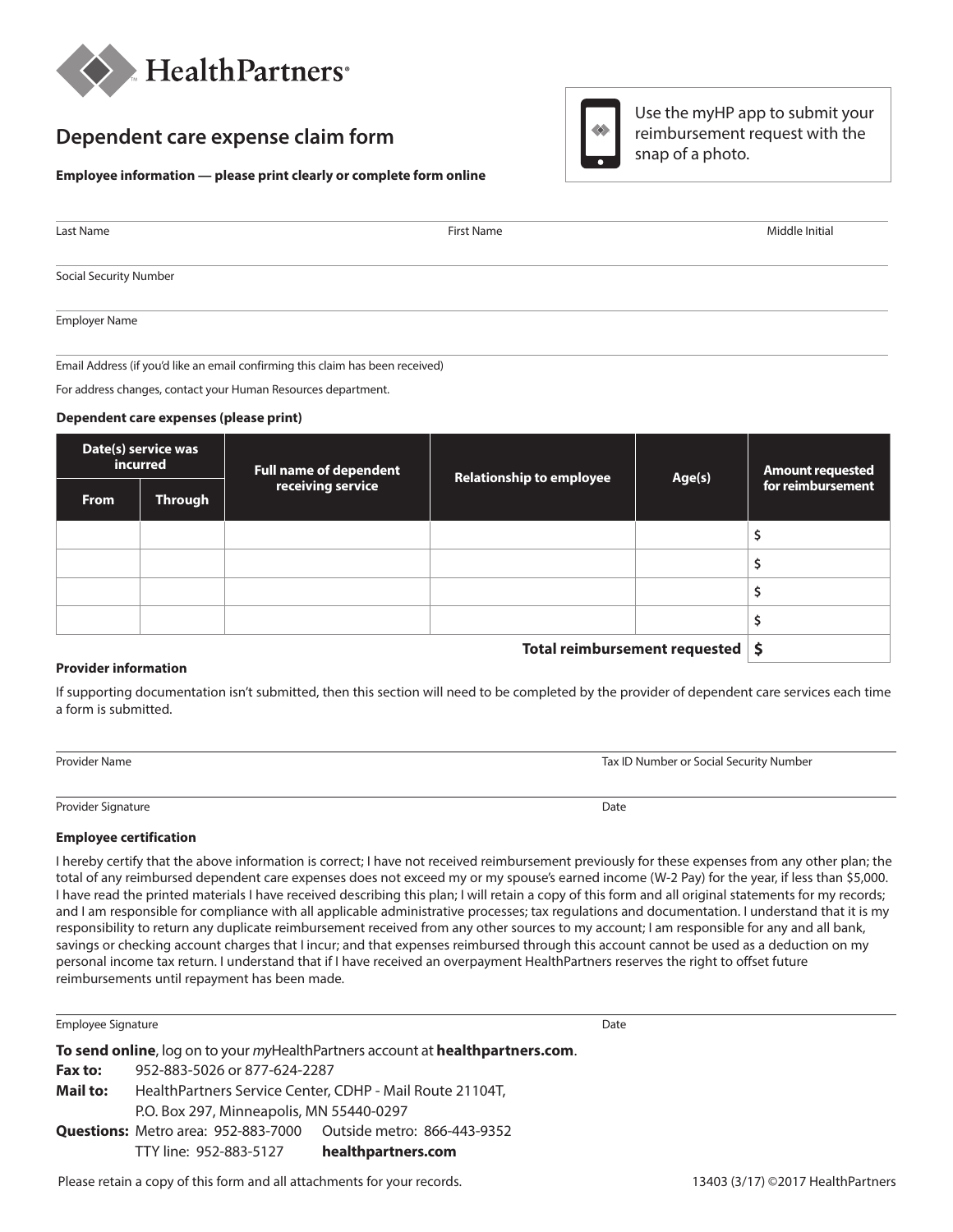HealthPartners®

# Dependent care expense claim form

Use the myHP app to submit your reimbursement request with the snap of a photo.

**Employee information — please print clearly or complete form online**

Last Name | First Name | Middle Initial

Social Security Number

Employer Name

Email Address (if you'd like an email confirming this claim has been received)

For address changes, contact your Human Resources department.

**Dependent care expenses (please print)**

| Date(s) service was incurred | | Full name of dependent receiving service | Relationship to employee | Age(s) | Amount requested for reimbursement |
|---|---|---|---|---|---|
| From | Through | | | | |
| | | | | | $ |
| | | | | | $ |
| | | | | | $ |
| | | | | | $ |
| | | | | **Total reimbursement requested** | **$** |

**Provider information**

If supporting documentation isn't submitted, then this section will need to be completed by the provider of dependent care services each time a form is submitted.

Provider Name | Tax ID Number or Social Security Number

Provider Signature | Date

**Employee certification**

I hereby certify that the above information is correct; I have not received reimbursement previously for these expenses from any other plan; the total of any reimbursed dependent care expenses does not exceed my or my spouse's earned income (W-2 Pay) for the year, if less than $5,000. I have read the printed materials I have received describing this plan; I will retain a copy of this form and all original statements for my records; and I am responsible for compliance with all applicable administrative processes; tax regulations and documentation. I understand that it is my responsibility to return any duplicate reimbursement received from any other sources to my account; I am responsible for any and all bank, savings or checking account charges that I incur; and that expenses reimbursed through this account cannot be used as a deduction on my personal income tax return. I understand that if I have received an overpayment HealthPartners reserves the right to offset future reimbursements until repayment has been made.

Employee Signature | Date

**To send online**, log on to your *my*HealthPartners account at **healthpartners.com**.

**Fax to:** 952-883-5026 or 877-624-2287

**Mail to:** HealthPartners Service Center, CDHP - Mail Route 21104T, P.O. Box 297, Minneapolis, MN 55440-0297

**Questions:** Metro area: 952-883-7000 Outside metro: 866-443-9352
TTY line: 952-883-5127 **healthpartners.com**

Please retain a copy of this form and all attachments for your records.

13403 (3/17) ©2017 HealthPartners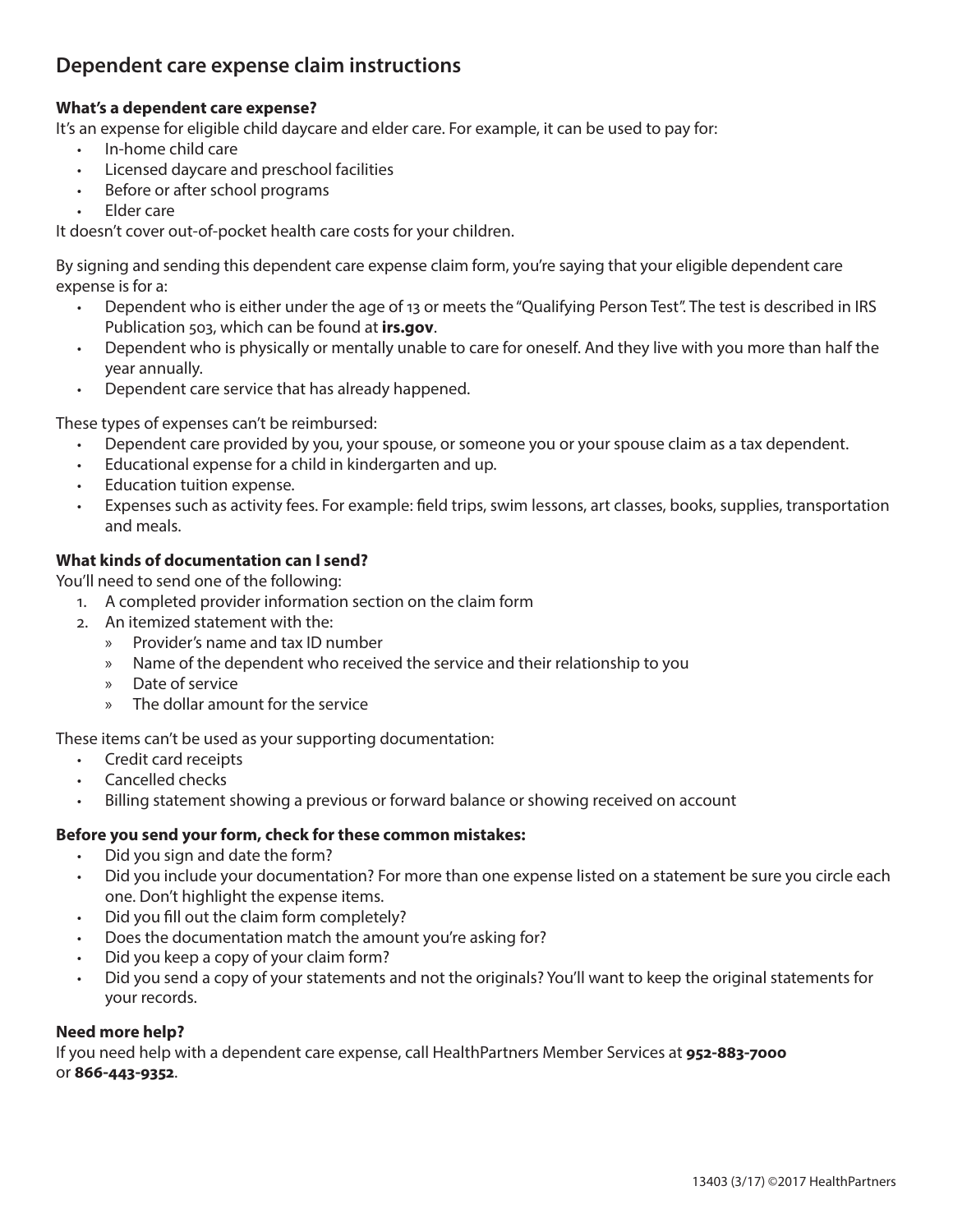## Dependent care expense claim instructions

**What's a dependent care expense?**

It's an expense for eligible child daycare and elder care. For example, it can be used to pay for:

- In-home child care
- Licensed daycare and preschool facilities
- Before or after school programs
- Elder care

It doesn't cover out-of-pocket health care costs for your children.

By signing and sending this dependent care expense claim form, you're saying that your eligible dependent care expense is for a:

- Dependent who is either under the age of 13 or meets the "Qualifying Person Test". The test is described in IRS Publication 503, which can be found at **irs.gov**.
- Dependent who is physically or mentally unable to care for oneself. And they live with you more than half the year annually.
- Dependent care service that has already happened.

These types of expenses can't be reimbursed:

- Dependent care provided by you, your spouse, or someone you or your spouse claim as a tax dependent.
- Educational expense for a child in kindergarten and up.
- Education tuition expense.
- Expenses such as activity fees. For example: field trips, swim lessons, art classes, books, supplies, transportation and meals.

**What kinds of documentation can I send?**

You'll need to send one of the following:

1. A completed provider information section on the claim form
2. An itemized statement with the:
   - Provider's name and tax ID number
   - Name of the dependent who received the service and their relationship to you
   - Date of service
   - The dollar amount for the service

These items can't be used as your supporting documentation:

- Credit card receipts
- Cancelled checks
- Billing statement showing a previous or forward balance or showing received on account

**Before you send your form, check for these common mistakes:**

- Did you sign and date the form?
- Did you include your documentation? For more than one expense listed on a statement be sure you circle each one. Don't highlight the expense items.
- Did you fill out the claim form completely?
- Does the documentation match the amount you're asking for?
- Did you keep a copy of your claim form?
- Did you send a copy of your statements and not the originals? You'll want to keep the original statements for your records.

**Need more help?**

If you need help with a dependent care expense, call HealthPartners Member Services at **952-883-7000** or **866-443-9352**.

13403 (3/17) ©2017 HealthPartners